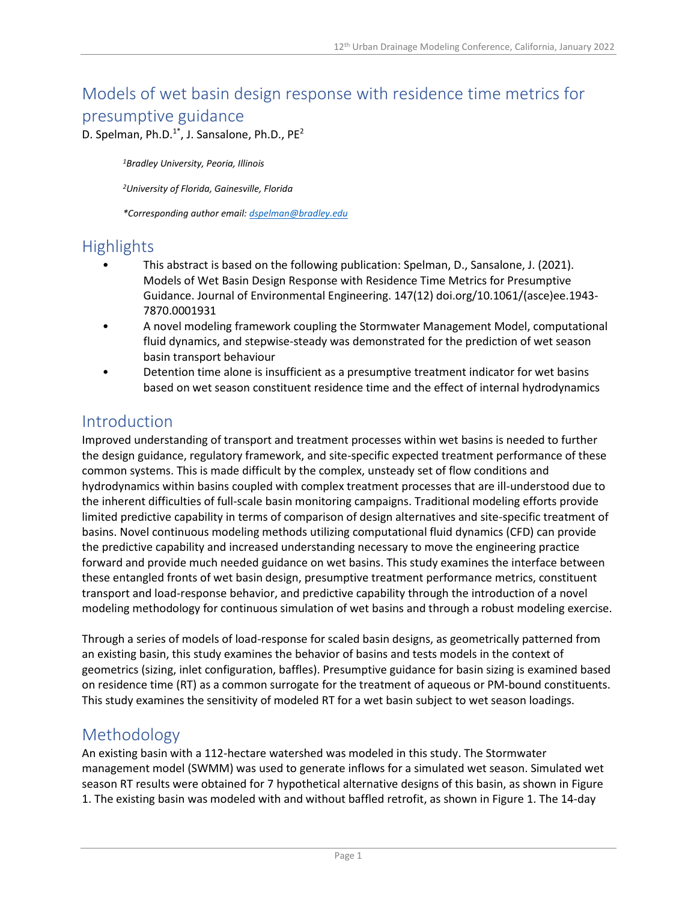# Models of wet basin design response with residence time metrics for presumptive guidance

D. Spelman, Ph.D.[1*], J. Sansalone, Ph.D., PE[2]

*[1]Bradley University, Peoria, Illinois*

*[2]University of Florida, Gainesville, Florida*

*\*Corresponding author email: dspelman@bradley.edu*

## Highlights

- This abstract is based on the following publication: Spelman, D., Sansalone, J. (2021). Models of Wet Basin Design Response with Residence Time Metrics for Presumptive Guidance. Journal of Environmental Engineering. 147(12) doi.org/10.1061/(asce)ee.1943-7870.0001931
- A novel modeling framework coupling the Stormwater Management Model, computational fluid dynamics, and stepwise-steady was demonstrated for the prediction of wet season basin transport behaviour
- Detention time alone is insufficient as a presumptive treatment indicator for wet basins based on wet season constituent residence time and the effect of internal hydrodynamics

## Introduction

Improved understanding of transport and treatment processes within wet basins is needed to further the design guidance, regulatory framework, and site-specific expected treatment performance of these common systems. This is made difficult by the complex, unsteady set of flow conditions and hydrodynamics within basins coupled with complex treatment processes that are ill-understood due to the inherent difficulties of full-scale basin monitoring campaigns. Traditional modeling efforts provide limited predictive capability in terms of comparison of design alternatives and site-specific treatment of basins. Novel continuous modeling methods utilizing computational fluid dynamics (CFD) can provide the predictive capability and increased understanding necessary to move the engineering practice forward and provide much needed guidance on wet basins. This study examines the interface between these entangled fronts of wet basin design, presumptive treatment performance metrics, constituent transport and load-response behavior, and predictive capability through the introduction of a novel modeling methodology for continuous simulation of wet basins and through a robust modeling exercise.

Through a series of models of load-response for scaled basin designs, as geometrically patterned from an existing basin, this study examines the behavior of basins and tests models in the context of geometrics (sizing, inlet configuration, baffles). Presumptive guidance for basin sizing is examined based on residence time (RT) as a common surrogate for the treatment of aqueous or PM-bound constituents. This study examines the sensitivity of modeled RT for a wet basin subject to wet season loadings.

## Methodology

An existing basin with a 112-hectare watershed was modeled in this study. The Stormwater management model (SWMM) was used to generate inflows for a simulated wet season. Simulated wet season RT results were obtained for 7 hypothetical alternative designs of this basin, as shown in Figure 1. The existing basin was modeled with and without baffled retrofit, as shown in Figure 1. The 14-day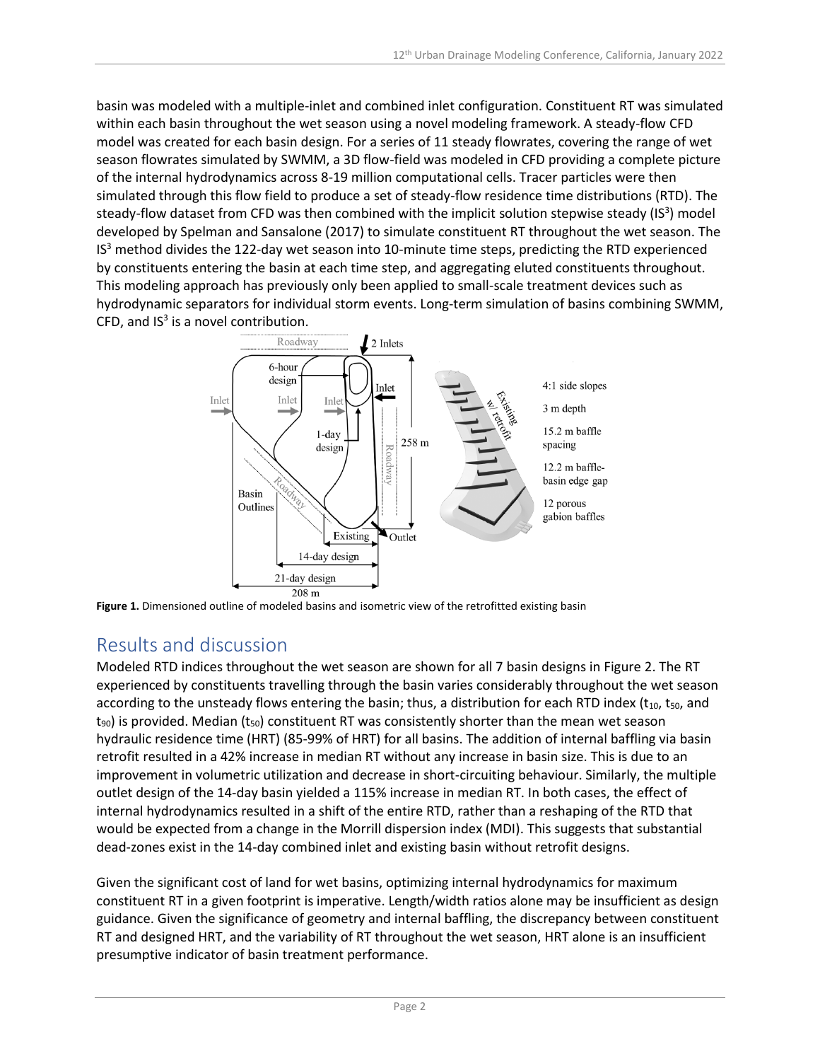basin was modeled with a multiple-inlet and combined inlet configuration. Constituent RT was simulated within each basin throughout the wet season using a novel modeling framework. A steady-flow CFD model was created for each basin design. For a series of 11 steady flowrates, covering the range of wet season flowrates simulated by SWMM, a 3D flow-field was modeled in CFD providing a complete picture of the internal hydrodynamics across 8-19 million computational cells. Tracer particles were then simulated through this flow field to produce a set of steady-flow residence time distributions (RTD). The steady-flow dataset from CFD was then combined with the implicit solution stepwise steady ($IS^3$) model developed by Spelman and Sansalone (2017) to simulate constituent RT throughout the wet season. The $IS^3$ method divides the 122-day wet season into 10-minute time steps, predicting the RTD experienced by constituents entering the basin at each time step, and aggregating eluted constituents throughout. This modeling approach has previously only been applied to small-scale treatment devices such as hydrodynamic separators for individual storm events. Long-term simulation of basins combining SWMM, CFD, and $IS^3$ is a novel contribution.

**Figure 1.** Dimensioned outline of modeled basins and isometric view of the retrofitted existing basin

## Results and discussion

Modeled RTD indices throughout the wet season are shown for all 7 basin designs in Figure 2. The RT experienced by constituents travelling through the basin varies considerably throughout the wet season according to the unsteady flows entering the basin; thus, a distribution for each RTD index ($t_{10}$, $t_{50}$, and $t_{90}$) is provided. Median ($t_{50}$) constituent RT was consistently shorter than the mean wet season hydraulic residence time (HRT) (85-99% of HRT) for all basins. The addition of internal baffling via basin retrofit resulted in a 42% increase in median RT without any increase in basin size. This is due to an improvement in volumetric utilization and decrease in short-circuiting behaviour. Similarly, the multiple outlet design of the 14-day basin yielded a 115% increase in median RT. In both cases, the effect of internal hydrodynamics resulted in a shift of the entire RTD, rather than a reshaping of the RTD that would be expected from a change in the Morrill dispersion index (MDI). This suggests that substantial dead-zones exist in the 14-day combined inlet and existing basin without retrofit designs.

Given the significant cost of land for wet basins, optimizing internal hydrodynamics for maximum constituent RT in a given footprint is imperative. Length/width ratios alone may be insufficient as design guidance. Given the significance of geometry and internal baffling, the discrepancy between constituent RT and designed HRT, and the variability of RT throughout the wet season, HRT alone is an insufficient presumptive indicator of basin treatment performance.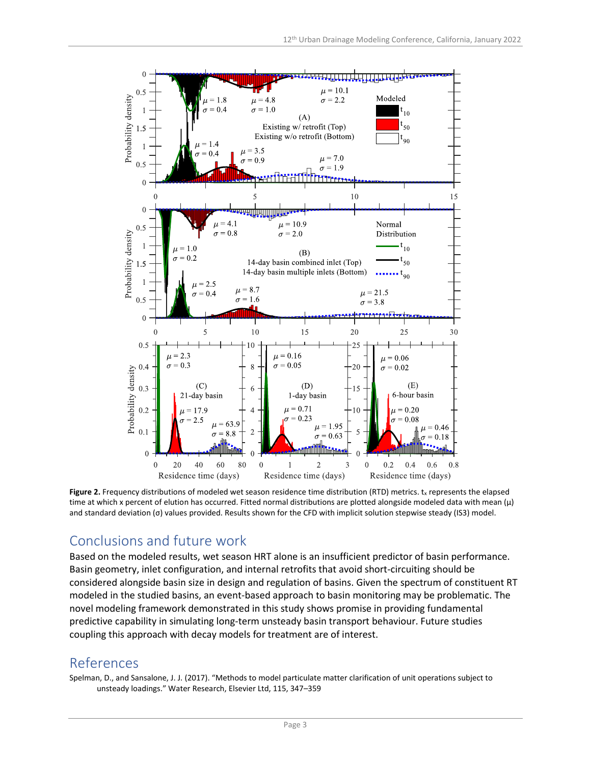Probability density

$\mu = 1.8$
$\sigma = 0.4$

$\mu = 4.8$
$\sigma = 1.0$

$\mu = 10.1$
$\sigma = 2.2$

(A)
Existing w/ retrofit (Top)
Existing w/o retrofit (Bottom)

Modeled
$t_{10}$
$t_{50}$
$t_{90}$

$\mu = 1.4$
$\sigma = 0.4$

$\mu = 3.5$
$\sigma = 0.9$

$\mu = 7.0$
$\sigma = 1.9$

$\mu = 4.1$
$\sigma = 0.8$

$\mu = 10.9$
$\sigma = 2.0$

Normal Distribution
$t_{10}$
$t_{50}$
$t_{90}$

$\mu = 1.0$
$\sigma = 0.2$

(B)
14-day basin combined inlet (Top)
14-day basin multiple inlets (Bottom)

$\mu = 2.5$
$\sigma = 0.4$

$\mu = 8.7$
$\sigma = 1.6$

$\mu = 21.5$
$\sigma = 3.8$

$\mu = 2.3$
$\sigma = 0.3$

(C)
21-day basin

$\mu = 17.9$
$\sigma = 2.5$

$\mu = 63.9$
$\sigma = 8.8$

$\mu = 0.16$
$\sigma = 0.05$

(D)
1-day basin

$\mu = 0.71$
$\sigma = 0.23$

$\mu = 1.95$
$\sigma = 0.63$

$\mu = 0.06$
$\sigma = 0.02$

(E)
6-hour basin

$\mu = 0.20$
$\sigma = 0.08$

$\mu = 0.46$
$\sigma = 0.18$

Residence time (days)

**Figure 2.** Frequency distributions of modeled wet season residence time distribution (RTD) metrics. $t_x$ represents the elapsed time at which x percent of elution has occurred. Fitted normal distributions are plotted alongside modeled data with mean (μ) and standard deviation (σ) values provided. Results shown for the CFD with implicit solution stepwise steady (IS3) model.

## Conclusions and future work

Based on the modeled results, wet season HRT alone is an insufficient predictor of basin performance. Basin geometry, inlet configuration, and internal retrofits that avoid short-circuiting should be considered alongside basin size in design and regulation of basins. Given the spectrum of constituent RT modeled in the studied basins, an event-based approach to basin monitoring may be problematic. The novel modeling framework demonstrated in this study shows promise in providing fundamental predictive capability in simulating long-term unsteady basin transport behaviour. Future studies coupling this approach with decay models for treatment are of interest.

## References

Spelman, D., and Sansalone, J. J. (2017). "Methods to model particulate matter clarification of unit operations subject to unsteady loadings." Water Research, Elsevier Ltd, 115, 347–359